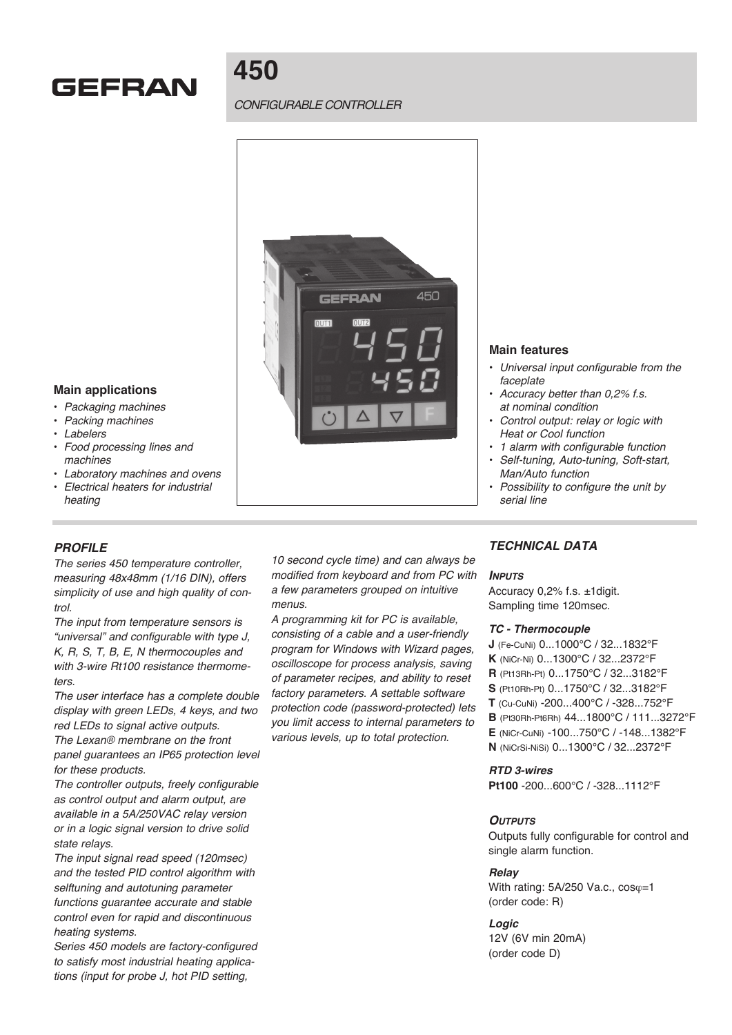# 450

*CONFIGURABLE CONTROLLER*

### Main applications

- *Packaging machines*
- *Packing machines*
- *Labelers*
- *Food processing lines and machines*
- *Laboratory machines and ovens*
- *Electrical heaters for industrial heating*

### Main features

- *Universal input configurable from the faceplate*
- *Accuracy better than 0,2% f.s. at nominal condition*
- *Control output: relay or logic with Heat or Cool function*
- *1 alarm with configurable function*
- *Self-tuning, Auto-tuning, Soft-start, Man/Auto function*
- *Possibility to configure the unit by serial line*

## *PROFILE*

*The series 450 temperature controller, measuring 48x48mm (1/16 DIN), offers simplicity of use and high quality of control.*

*The input from temperature sensors is "universal" and configurable with type J, K, R, S, T, B, E, N thermocouples and with 3-wire Rt100 resistance thermometers.*

*The user interface has a complete double display with green LEDs, 4 keys, and two red LEDs to signal active outputs.*

*The Lexan® membrane on the front panel guarantees an IP65 protection level for these products.*

*The controller outputs, freely configurable as control output and alarm output, are available in a 5A/250VAC relay version or in a logic signal version to drive solid state relays.*

*The input signal read speed (120msec) and the tested PID control algorithm with selftuning and autotuning parameter functions guarantee accurate and stable control even for rapid and discontinuous heating systems.*

*Series 450 models are factory-configured to satisfy most industrial heating applications (input for probe J, hot PID setting, 10 second cycle time) and can always be modified from keyboard and from PC with a few parameters grouped on intuitive menus.*

*A programming kit for PC is available, consisting of a cable and a user-friendly program for Windows with Wizard pages, oscilloscope for process analysis, saving of parameter recipes, and ability to reset factory parameters. A settable software protection code (password-protected) lets you limit access to internal parameters to various levels, up to total protection.*

## *TECHNICAL DATA*

### *INPUTS*

Accuracy 0,2% f.s. ±1digit.
Sampling time 120msec.

#### *TC - Thermocouple*

**J** (Fe-CuNi) 0...1000°C / 32...1832°F
**K** (NiCr-Ni) 0...1300°C / 32...2372°F
**R** (Pt13Rh-Pt) 0...1750°C / 32...3182°F
**S** (Pt10Rh-Pt) 0...1750°C / 32...3182°F
**T** (Cu-CuNi) -200...400°C / -328...752°F
**B** (Pt30Rh-Pt6Rh) 44...1800°C / 111...3272°F
**E** (NiCr-CuNi) -100...750°C / -148...1382°F
**N** (NiCrSi-NiSi) 0...1300°C / 32...2372°F

#### *RTD 3-wires*

**Pt100** -200...600°C / -328...1112°F

### *OUTPUTS*

Outputs fully configurable for control and single alarm function.

#### *Relay*

With rating: 5A/250 Va.c., cosφ=1
(order code: R)

#### *Logic*

12V (6V min 20mA)
(order code D)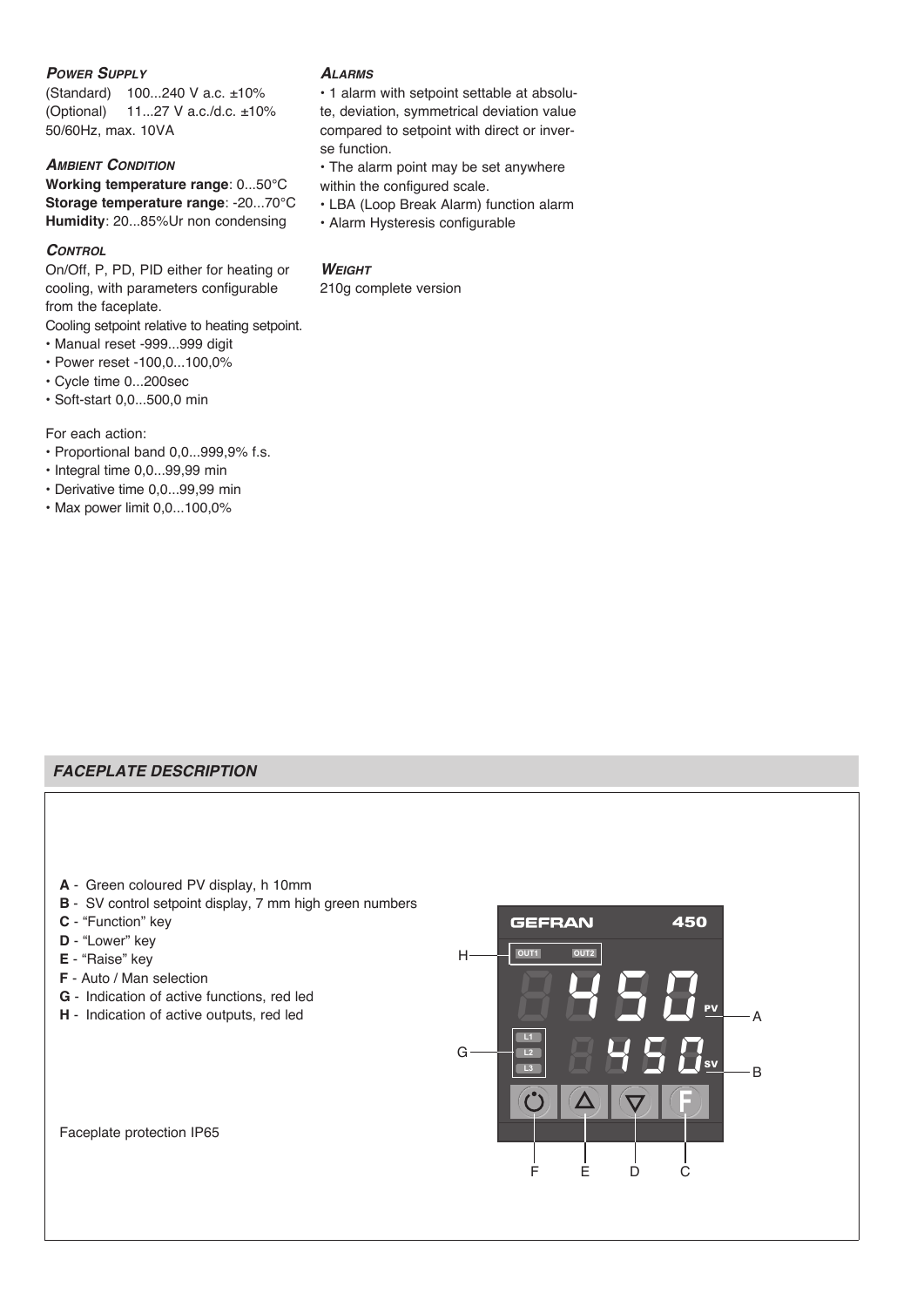### *Power Supply*

(Standard) 100...240 V a.c. ±10%
(Optional) 11...27 V a.c./d.c. ±10%
50/60Hz, max. 10VA

### *Ambient Condition*

**Working temperature range**: 0...50°C
**Storage temperature range**: -20...70°C
**Humidity**: 20...85%Ur non condensing

### *Control*

On/Off, P, PD, PID either for heating or cooling, with parameters configurable from the faceplate.
Cooling setpoint relative to heating setpoint.

- Manual reset -999...999 digit
- Power reset -100,0...100,0%
- Cycle time 0...200sec
- Soft-start 0,0...500,0 min

For each action:

- Proportional band 0,0...999,9% f.s.
- Integral time 0,0...99,99 min
- Derivative time 0,0...99,99 min
- Max power limit 0,0...100,0%

### *Alarms*

- 1 alarm with setpoint settable at absolute, deviation, symmetrical deviation value compared to setpoint with direct or inverse function.
- The alarm point may be set anywhere within the configured scale.
- LBA (Loop Break Alarm) function alarm
- Alarm Hysteresis configurable

### *Weight*

210g complete version

## *FACEPLATE DESCRIPTION*

**A** - Green coloured PV display, h 10mm
**B** - SV control setpoint display, 7 mm high green numbers
**C** - "Function" key
**D** - "Lower" key
**E** - "Raise" key
**F** - Auto / Man selection
**G** - Indication of active functions, red led
**H** - Indication of active outputs, red led

Faceplate protection IP65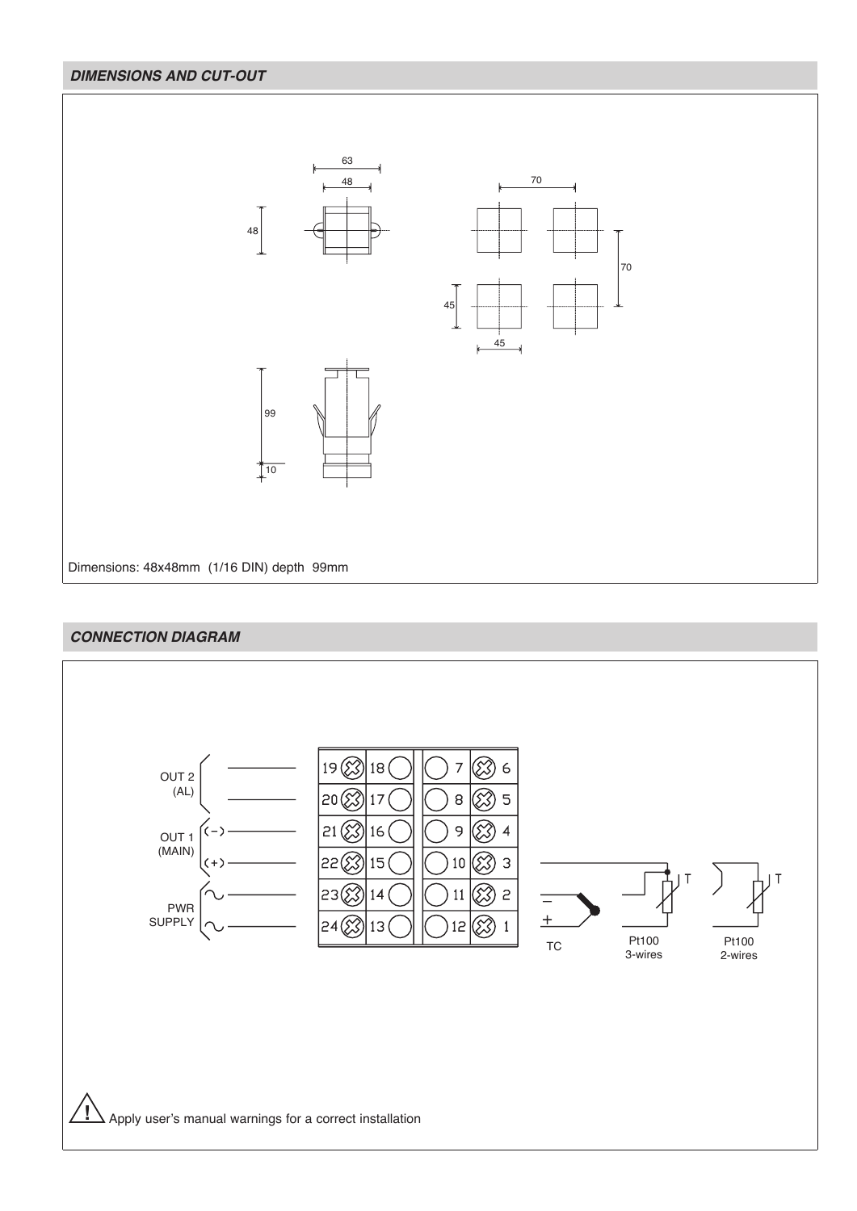## *DIMENSIONS AND CUT-OUT*

Dimensions: 48x48mm (1/16 DIN) depth 99mm

## *CONNECTION DIAGRAM*

Apply user's manual warnings for a correct installation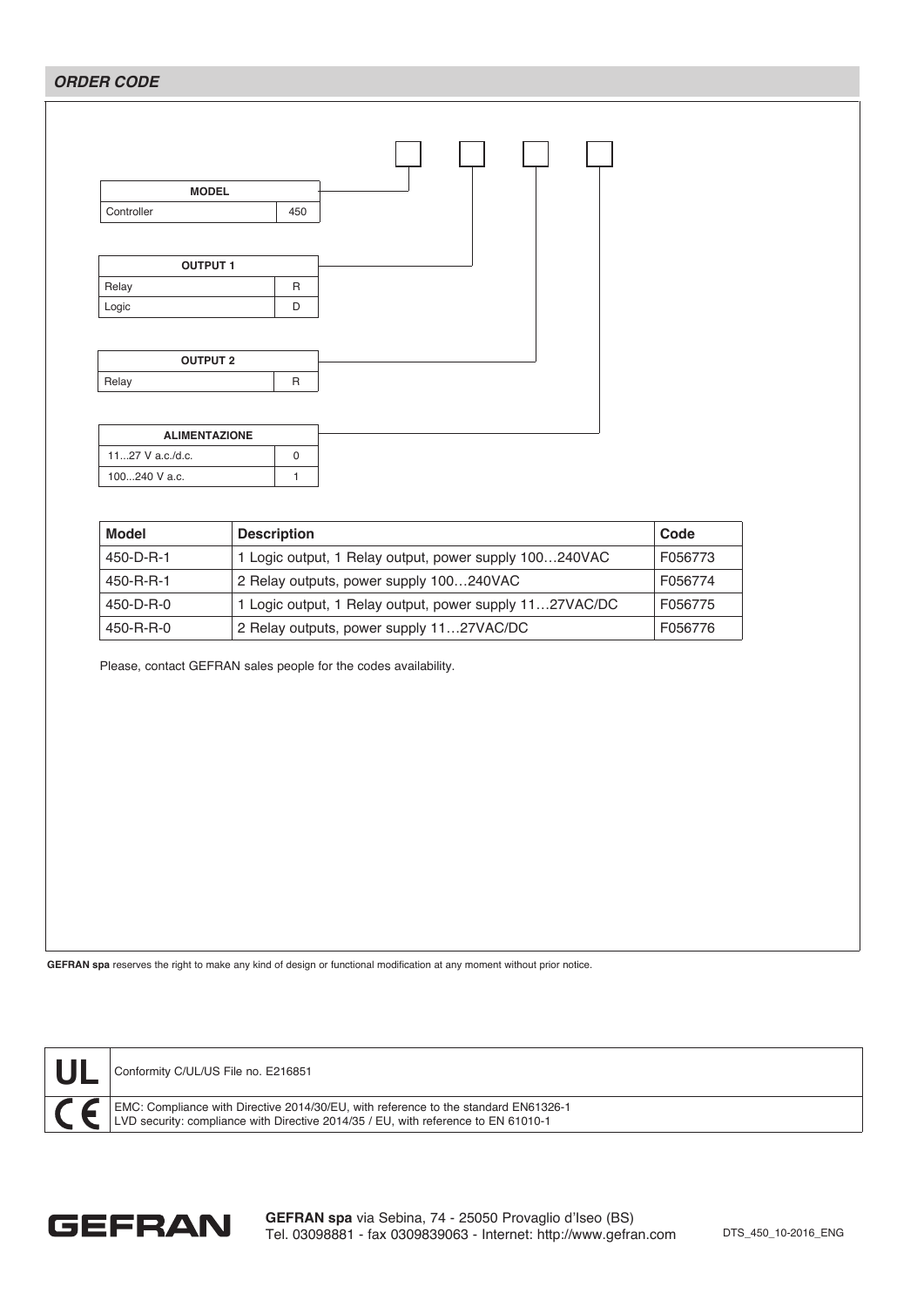## ORDER CODE

| MODEL | |
|---|---|
| Controller | 450 |

| OUTPUT 1 | |
|---|---|
| Relay | R |
| Logic | D |

| OUTPUT 2 | |
|---|---|
| Relay | R |

| ALIMENTAZIONE | |
|---|---|
| 11...27 V a.c./d.c. | 0 |
| 100...240 V a.c. | 1 |

| Model | Description | Code |
|---|---|---|
| 450-D-R-1 | 1 Logic output, 1 Relay output, power supply 100…240VAC | F056773 |
| 450-R-R-1 | 2 Relay outputs, power supply 100…240VAC | F056774 |
| 450-D-R-0 | 1 Logic output, 1 Relay output, power supply 11…27VAC/DC | F056775 |
| 450-R-R-0 | 2 Relay outputs, power supply 11…27VAC/DC | F056776 |

Please, contact GEFRAN sales people for the codes availability.

**GEFRAN spa** reserves the right to make any kind of design or functional modification at any moment without prior notice.

Conformity C/UL/US File no. E216851

EMC: Compliance with Directive 2014/30/EU, with reference to the standard EN61326-1
LVD security: compliance with Directive 2014/35 / EU, with reference to EN 61010-1

**GEFRAN spa** via Sebina, 74 - 25050 Provaglio d'Iseo (BS)
Tel. 03098881 - fax 0309839063 - Internet: http://www.gefran.com

DTS_450_10-2016_ENG